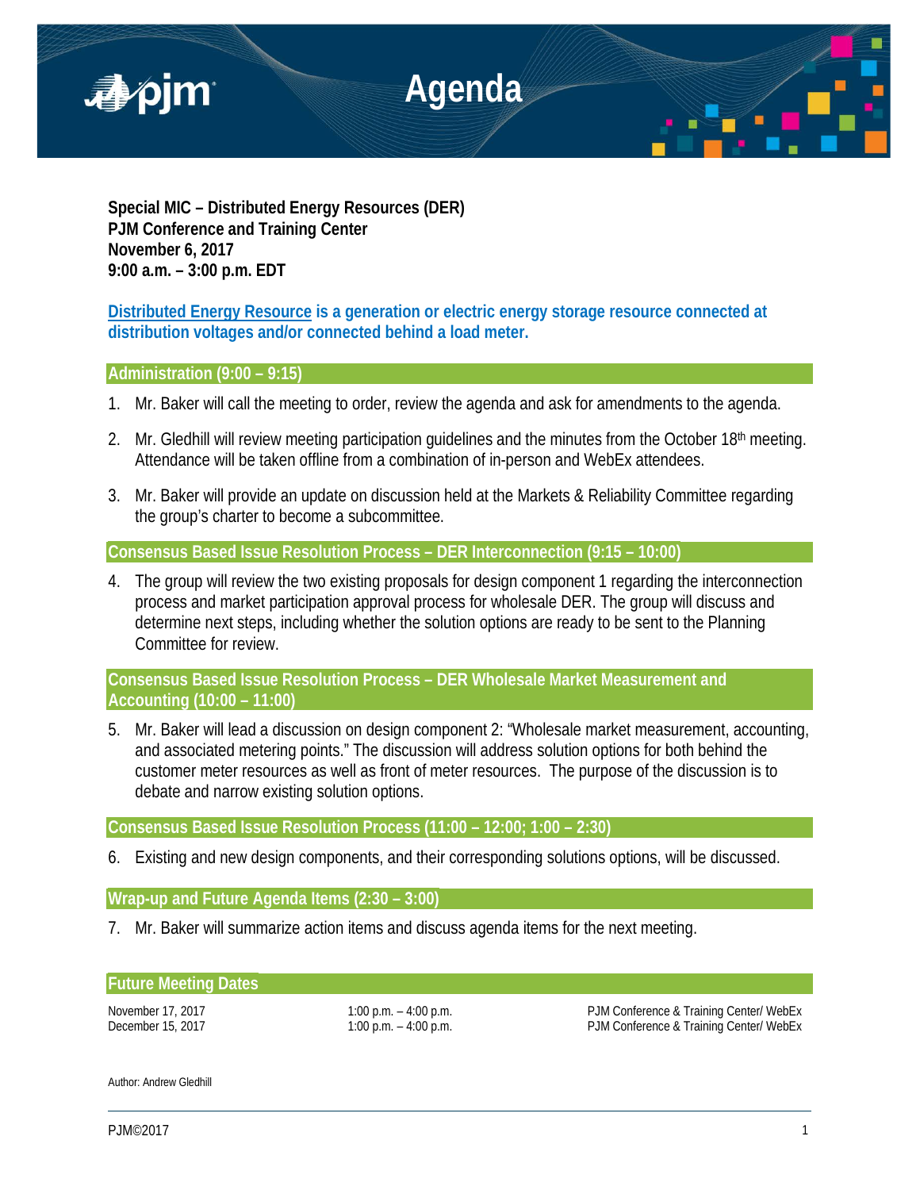# Agenda

**Special MIC – Distributed Energy Resources (DER)**
**PJM Conference and Training Center**
**November 6, 2017**
**9:00 a.m. – 3:00 p.m. EDT**

**Distributed Energy Resource is a generation or electric energy storage resource connected at distribution voltages and/or connected behind a load meter.**

## Administration (9:00 – 9:15)

1. Mr. Baker will call the meeting to order, review the agenda and ask for amendments to the agenda.

2. Mr. Gledhill will review meeting participation guidelines and the minutes from the October 18th meeting. Attendance will be taken offline from a combination of in-person and WebEx attendees.

3. Mr. Baker will provide an update on discussion held at the Markets & Reliability Committee regarding the group's charter to become a subcommittee.

## Consensus Based Issue Resolution Process – DER Interconnection (9:15 – 10:00)

4. The group will review the two existing proposals for design component 1 regarding the interconnection process and market participation approval process for wholesale DER. The group will discuss and determine next steps, including whether the solution options are ready to be sent to the Planning Committee for review.

## Consensus Based Issue Resolution Process – DER Wholesale Market Measurement and Accounting (10:00 – 11:00)

5. Mr. Baker will lead a discussion on design component 2: "Wholesale market measurement, accounting, and associated metering points." The discussion will address solution options for both behind the customer meter resources as well as front of meter resources. The purpose of the discussion is to debate and narrow existing solution options.

## Consensus Based Issue Resolution Process (11:00 – 12:00; 1:00 – 2:30)

6. Existing and new design components, and their corresponding solutions options, will be discussed.

## Wrap-up and Future Agenda Items (2:30 – 3:00)

7. Mr. Baker will summarize action items and discuss agenda items for the next meeting.

## Future Meeting Dates

| | | |
|---|---|---|
| November 17, 2017 | 1:00 p.m. – 4:00 p.m. | PJM Conference & Training Center/ WebEx |
| December 15, 2017 | 1:00 p.m. – 4:00 p.m. | PJM Conference & Training Center/ WebEx |

Author: Andrew Gledhill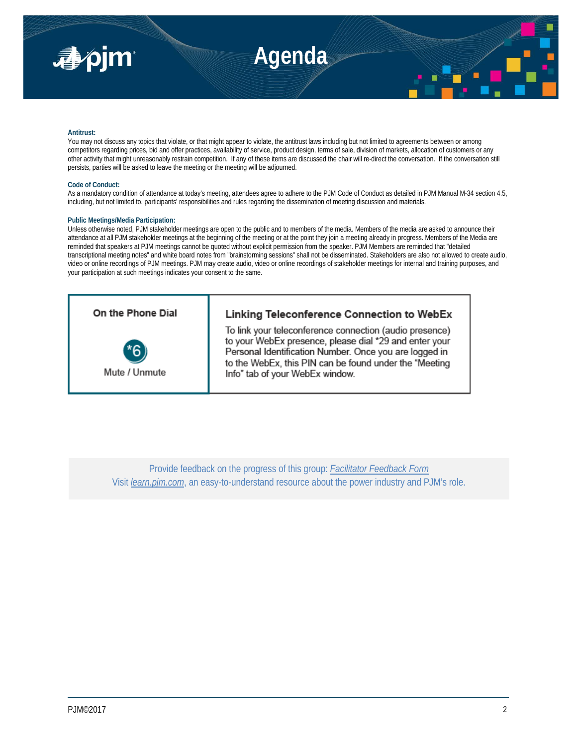# Agenda

**Antitrust:**
You may not discuss any topics that violate, or that might appear to violate, the antitrust laws including but not limited to agreements between or among competitors regarding prices, bid and offer practices, availability of service, product design, terms of sale, division of markets, allocation of customers or any other activity that might unreasonably restrain competition. If any of these items are discussed the chair will re-direct the conversation. If the conversation still persists, parties will be asked to leave the meeting or the meeting will be adjourned.

**Code of Conduct:**
As a mandatory condition of attendance at today's meeting, attendees agree to adhere to the PJM Code of Conduct as detailed in PJM Manual M-34 section 4.5, including, but not limited to, participants' responsibilities and rules regarding the dissemination of meeting discussion and materials.

**Public Meetings/Media Participation:**
Unless otherwise noted, PJM stakeholder meetings are open to the public and to members of the media. Members of the media are asked to announce their attendance at all PJM stakeholder meetings at the beginning of the meeting or at the point they join a meeting already in progress. Members of the Media are reminded that speakers at PJM meetings cannot be quoted without explicit permission from the speaker. PJM Members are reminded that "detailed transcriptional meeting notes" and white board notes from "brainstorming sessions" shall not be disseminated. Stakeholders are also not allowed to create audio, video or online recordings of PJM meetings. PJM may create audio, video or online recordings of stakeholder meetings for internal and training purposes, and your participation at such meetings indicates your consent to the same.

| On the Phone Dial | Linking Teleconference Connection to WebEx |
| --- | --- |
| *6 Mute / Unmute | To link your teleconference connection (audio presence) to your WebEx presence, please dial *29 and enter your Personal Identification Number. Once you are logged in to the WebEx, this PIN can be found under the "Meeting Info" tab of your WebEx window. |

Provide feedback on the progress of this group: *Facilitator Feedback Form*
Visit *learn.pjm.com*, an easy-to-understand resource about the power industry and PJM's role.

PJM©2017